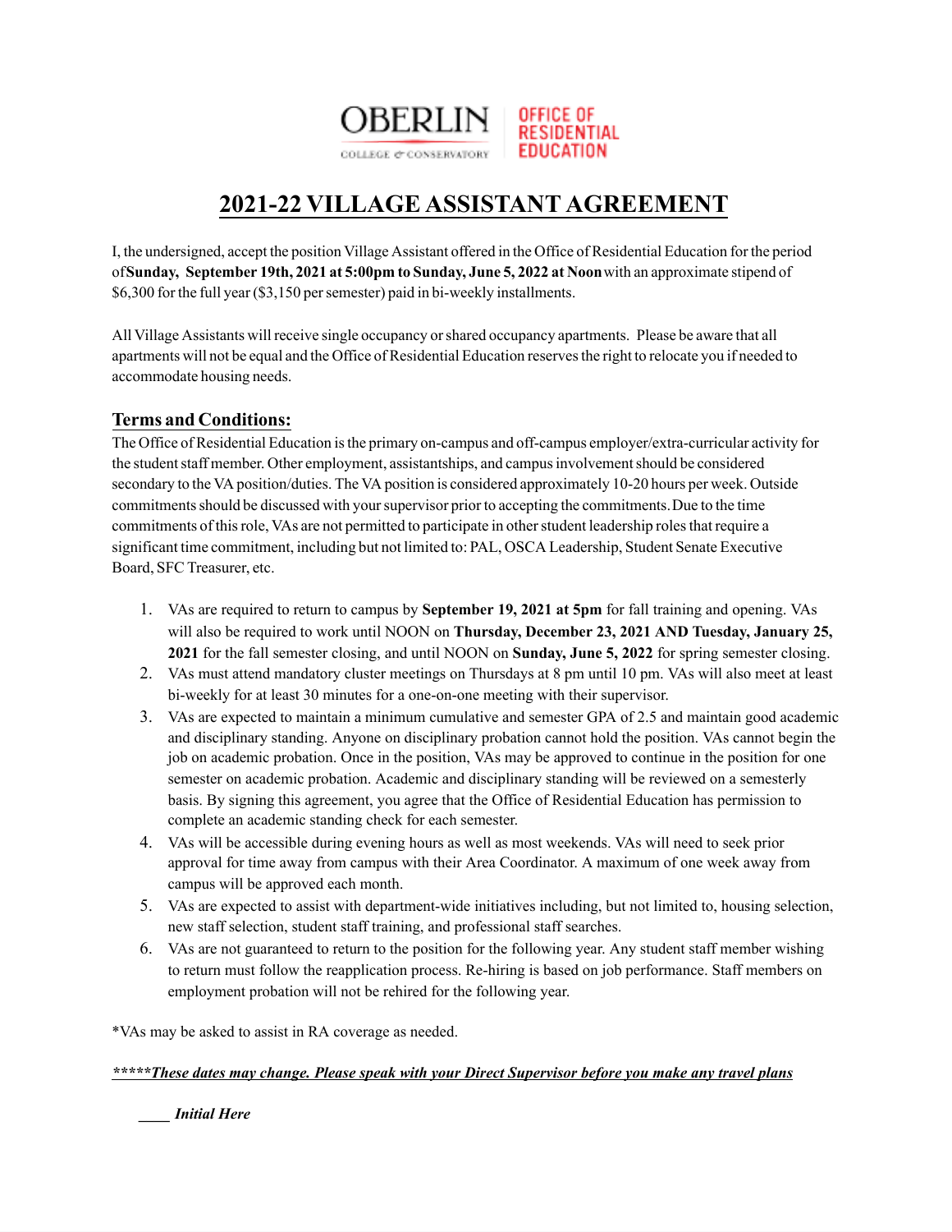OBERLIN COLLEGE & CONSERVATORY | OFFICE OF RESIDENTIAL EDUCATION

# 2021-22 VILLAGE ASSISTANT AGREEMENT

I, the undersigned, accept the position Village Assistant offered in the Office of Residential Education for the period of **Sunday, September 19th, 2021 at 5:00pm to Sunday, June 5, 2022 at Noon** with an approximate stipend of $6,300 for the full year ($3,150 per semester) paid in bi-weekly installments.

All Village Assistants will receive single occupancy or shared occupancy apartments. Please be aware that all apartments will not be equal and the Office of Residential Education reserves the right to relocate you if needed to accommodate housing needs.

## Terms and Conditions:

The Office of Residential Education is the primary on-campus and off-campus employer/extra-curricular activity for the student staff member. Other employment, assistantships, and campus involvement should be considered secondary to the VA position/duties. The VA position is considered approximately 10-20 hours per week. Outside commitments should be discussed with your supervisor prior to accepting the commitments. Due to the time commitments of this role, VAs are not permitted to participate in other student leadership roles that require a significant time commitment, including but not limited to: PAL, OSCA Leadership, Student Senate Executive Board, SFC Treasurer, etc.

1. VAs are required to return to campus by **September 19, 2021 at 5pm** for fall training and opening. VAs will also be required to work until NOON on **Thursday, December 23, 2021 AND Tuesday, January 25, 2021** for the fall semester closing, and until NOON on **Sunday, June 5, 2022** for spring semester closing.
2. VAs must attend mandatory cluster meetings on Thursdays at 8 pm until 10 pm. VAs will also meet at least bi-weekly for at least 30 minutes for a one-on-one meeting with their supervisor.
3. VAs are expected to maintain a minimum cumulative and semester GPA of 2.5 and maintain good academic and disciplinary standing. Anyone on disciplinary probation cannot hold the position. VAs cannot begin the job on academic probation. Once in the position, VAs may be approved to continue in the position for one semester on academic probation. Academic and disciplinary standing will be reviewed on a semesterly basis. By signing this agreement, you agree that the Office of Residential Education has permission to complete an academic standing check for each semester.
4. VAs will be accessible during evening hours as well as most weekends. VAs will need to seek prior approval for time away from campus with their Area Coordinator. A maximum of one week away from campus will be approved each month.
5. VAs are expected to assist with department-wide initiatives including, but not limited to, housing selection, new staff selection, student staff training, and professional staff searches.
6. VAs are not guaranteed to return to the position for the following year. Any student staff member wishing to return must follow the reapplication process. Re-hiring is based on job performance. Staff members on employment probation will not be rehired for the following year.

*VAs may be asked to assist in RA coverage as needed.

***\*\*\*\*\*These dates may change. Please speak with your Direct Supervisor before you make any travel plans***

**\_\_\_\_ *Initial Here***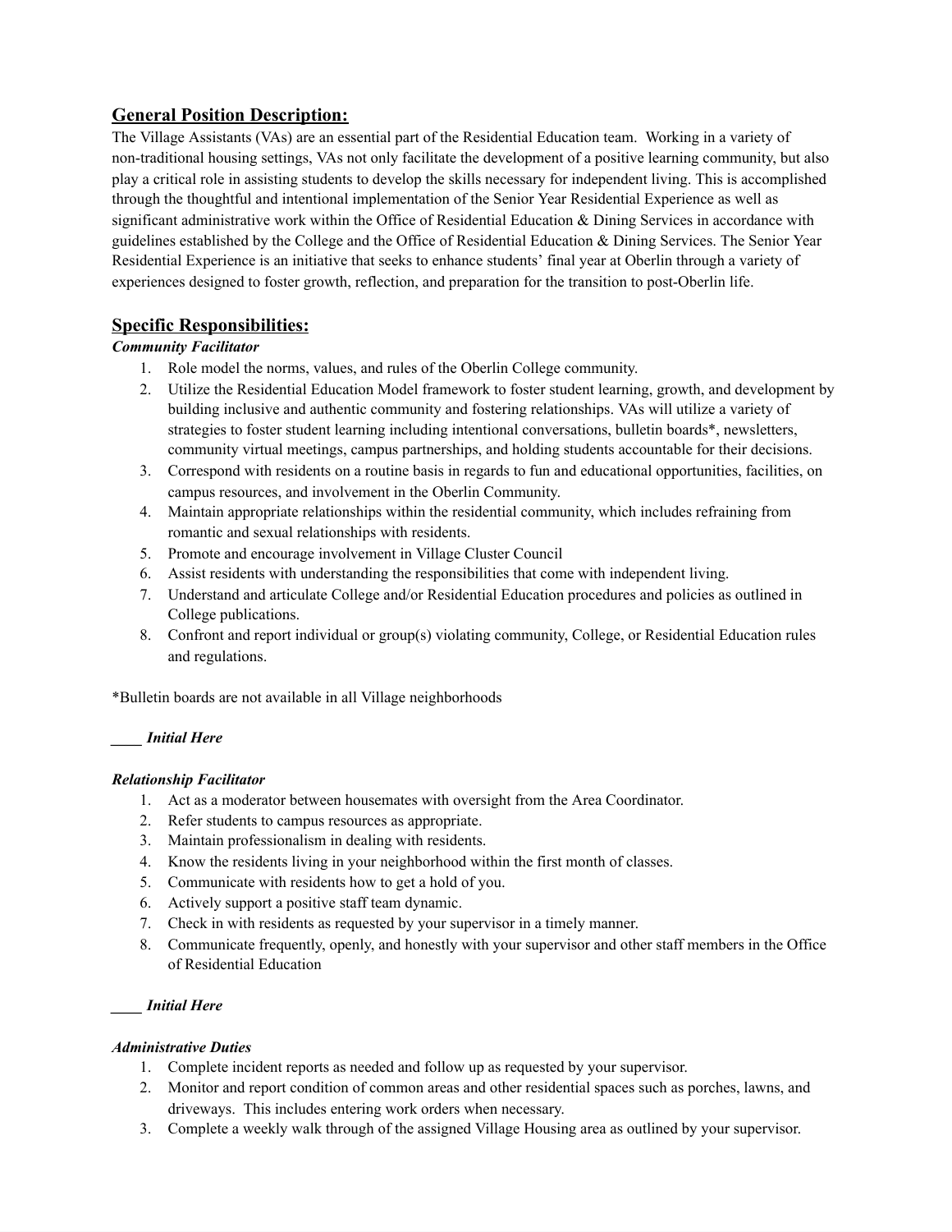## General Position Description:

The Village Assistants (VAs) are an essential part of the Residential Education team. Working in a variety of non-traditional housing settings, VAs not only facilitate the development of a positive learning community, but also play a critical role in assisting students to develop the skills necessary for independent living. This is accomplished through the thoughtful and intentional implementation of the Senior Year Residential Experience as well as significant administrative work within the Office of Residential Education & Dining Services in accordance with guidelines established by the College and the Office of Residential Education & Dining Services. The Senior Year Residential Experience is an initiative that seeks to enhance students' final year at Oberlin through a variety of experiences designed to foster growth, reflection, and preparation for the transition to post-Oberlin life.

## Specific Responsibilities:

***Community Facilitator***

1. Role model the norms, values, and rules of the Oberlin College community.
2. Utilize the Residential Education Model framework to foster student learning, growth, and development by building inclusive and authentic community and fostering relationships. VAs will utilize a variety of strategies to foster student learning including intentional conversations, bulletin boards*, newsletters, community virtual meetings, campus partnerships, and holding students accountable for their decisions.
3. Correspond with residents on a routine basis in regards to fun and educational opportunities, facilities, on campus resources, and involvement in the Oberlin Community.
4. Maintain appropriate relationships within the residential community, which includes refraining from romantic and sexual relationships with residents.
5. Promote and encourage involvement in Village Cluster Council
6. Assist residents with understanding the responsibilities that come with independent living.
7. Understand and articulate College and/or Residential Education procedures and policies as outlined in College publications.
8. Confront and report individual or group(s) violating community, College, or Residential Education rules and regulations.

*Bulletin boards are not available in all Village neighborhoods

***____ Initial Here***

***Relationship Facilitator***

1. Act as a moderator between housemates with oversight from the Area Coordinator.
2. Refer students to campus resources as appropriate.
3. Maintain professionalism in dealing with residents.
4. Know the residents living in your neighborhood within the first month of classes.
5. Communicate with residents how to get a hold of you.
6. Actively support a positive staff team dynamic.
7. Check in with residents as requested by your supervisor in a timely manner.
8. Communicate frequently, openly, and honestly with your supervisor and other staff members in the Office of Residential Education

***____ Initial Here***

***Administrative Duties***

1. Complete incident reports as needed and follow up as requested by your supervisor.
2. Monitor and report condition of common areas and other residential spaces such as porches, lawns, and driveways. This includes entering work orders when necessary.
3. Complete a weekly walk through of the assigned Village Housing area as outlined by your supervisor.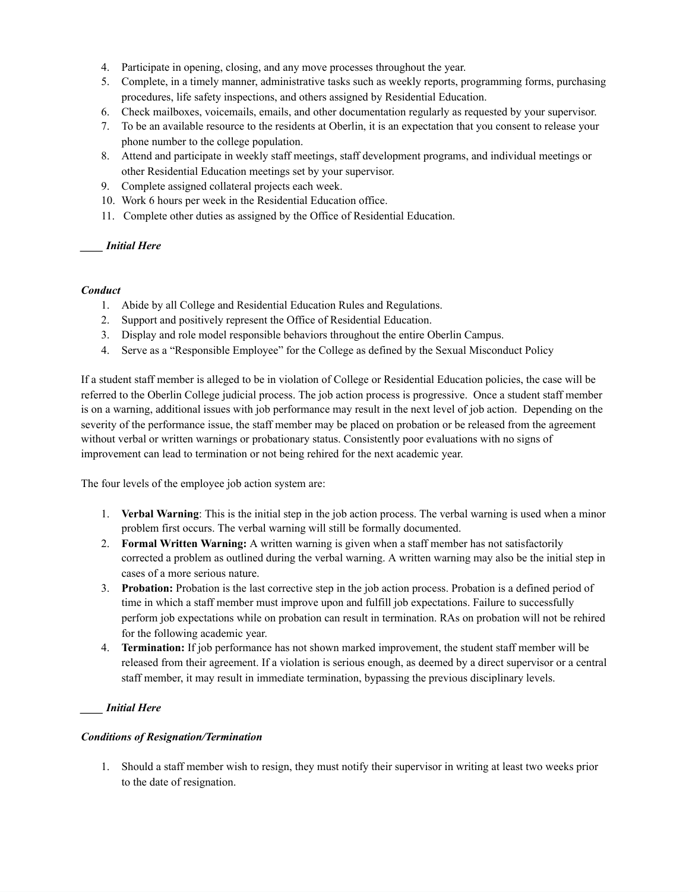4. Participate in opening, closing, and any move processes throughout the year.
5. Complete, in a timely manner, administrative tasks such as weekly reports, programming forms, purchasing procedures, life safety inspections, and others assigned by Residential Education.
6. Check mailboxes, voicemails, emails, and other documentation regularly as requested by your supervisor.
7. To be an available resource to the residents at Oberlin, it is an expectation that you consent to release your phone number to the college population.
8. Attend and participate in weekly staff meetings, staff development programs, and individual meetings or other Residential Education meetings set by your supervisor.
9. Complete assigned collateral projects each week.
10. Work 6 hours per week in the Residential Education office.
11. Complete other duties as assigned by the Office of Residential Education.

____ ***Initial Here***

***Conduct***

1. Abide by all College and Residential Education Rules and Regulations.
2. Support and positively represent the Office of Residential Education.
3. Display and role model responsible behaviors throughout the entire Oberlin Campus.
4. Serve as a "Responsible Employee" for the College as defined by the Sexual Misconduct Policy

If a student staff member is alleged to be in violation of College or Residential Education policies, the case will be referred to the Oberlin College judicial process. The job action process is progressive. Once a student staff member is on a warning, additional issues with job performance may result in the next level of job action. Depending on the severity of the performance issue, the staff member may be placed on probation or be released from the agreement without verbal or written warnings or probationary status. Consistently poor evaluations with no signs of improvement can lead to termination or not being rehired for the next academic year.

The four levels of the employee job action system are:

1. **Verbal Warning**: This is the initial step in the job action process. The verbal warning is used when a minor problem first occurs. The verbal warning will still be formally documented.
2. **Formal Written Warning:** A written warning is given when a staff member has not satisfactorily corrected a problem as outlined during the verbal warning. A written warning may also be the initial step in cases of a more serious nature.
3. **Probation:** Probation is the last corrective step in the job action process. Probation is a defined period of time in which a staff member must improve upon and fulfill job expectations. Failure to successfully perform job expectations while on probation can result in termination. RAs on probation will not be rehired for the following academic year.
4. **Termination:** If job performance has not shown marked improvement, the student staff member will be released from their agreement. If a violation is serious enough, as deemed by a direct supervisor or a central staff member, it may result in immediate termination, bypassing the previous disciplinary levels.

____ ***Initial Here***

***Conditions of Resignation/Termination***

1. Should a staff member wish to resign, they must notify their supervisor in writing at least two weeks prior to the date of resignation.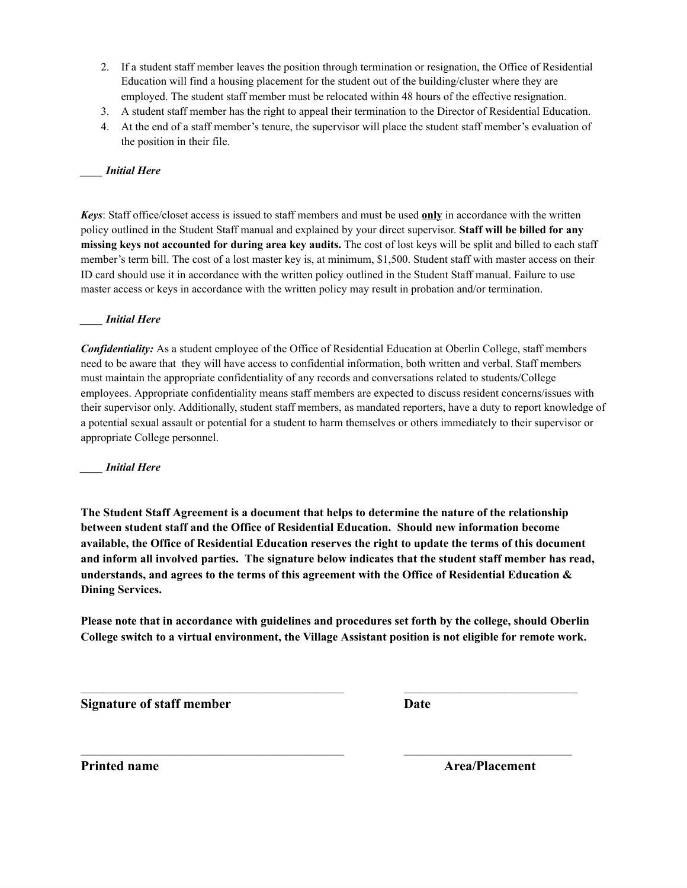2. If a student staff member leaves the position through termination or resignation, the Office of Residential Education will find a housing placement for the student out of the building/cluster where they are employed. The student staff member must be relocated within 48 hours of the effective resignation.
3. A student staff member has the right to appeal their termination to the Director of Residential Education.
4. At the end of a staff member's tenure, the supervisor will place the student staff member's evaluation of the position in their file.

**____ *Initial Here***

***Keys***: Staff office/closet access is issued to staff members and must be used **<u>only</u>** in accordance with the written policy outlined in the Student Staff manual and explained by your direct supervisor. **Staff will be billed for any missing keys not accounted for during area key audits.** The cost of lost keys will be split and billed to each staff member's term bill. The cost of a lost master key is, at minimum, $1,500. Student staff with master access on their ID card should use it in accordance with the written policy outlined in the Student Staff manual. Failure to use master access or keys in accordance with the written policy may result in probation and/or termination.

**____ *Initial Here***

***Confidentiality:*** As a student employee of the Office of Residential Education at Oberlin College, staff members need to be aware that they will have access to confidential information, both written and verbal. Staff members must maintain the appropriate confidentiality of any records and conversations related to students/College employees. Appropriate confidentiality means staff members are expected to discuss resident concerns/issues with their supervisor only. Additionally, student staff members, as mandated reporters, have a duty to report knowledge of a potential sexual assault or potential for a student to harm themselves or others immediately to their supervisor or appropriate College personnel.

**____ *Initial Here***

**The Student Staff Agreement is a document that helps to determine the nature of the relationship between student staff and the Office of Residential Education. Should new information become available, the Office of Residential Education reserves the right to update the terms of this document and inform all involved parties. The signature below indicates that the student staff member has read, understands, and agrees to the terms of this agreement with the Office of Residential Education & Dining Services.**

**Please note that in accordance with guidelines and procedures set forth by the college, should Oberlin College switch to a virtual environment, the Village Assistant position is not eligible for remote work.**

\_\_\_\_\_\_\_\_\_\_\_\_\_\_\_\_\_\_\_\_\_\_\_\_\_\_\_\_\_\_\_\_\_\_\_\_\_\_\_\_\_\_\_\_ \_\_\_\_\_\_\_\_\_\_\_\_\_\_\_\_\_\_\_\_\_\_\_\_\_\_\_\_\_\_

**Signature of staff member** **Date**

\_\_\_\_\_\_\_\_\_\_\_\_\_\_\_\_\_\_\_\_\_\_\_\_\_\_\_\_\_\_\_\_\_\_\_\_\_\_\_\_\_\_\_\_ \_\_\_\_\_\_\_\_\_\_\_\_\_\_\_\_\_\_\_\_\_\_\_\_\_\_\_\_\_\_

**Printed name** **Area/Placement**